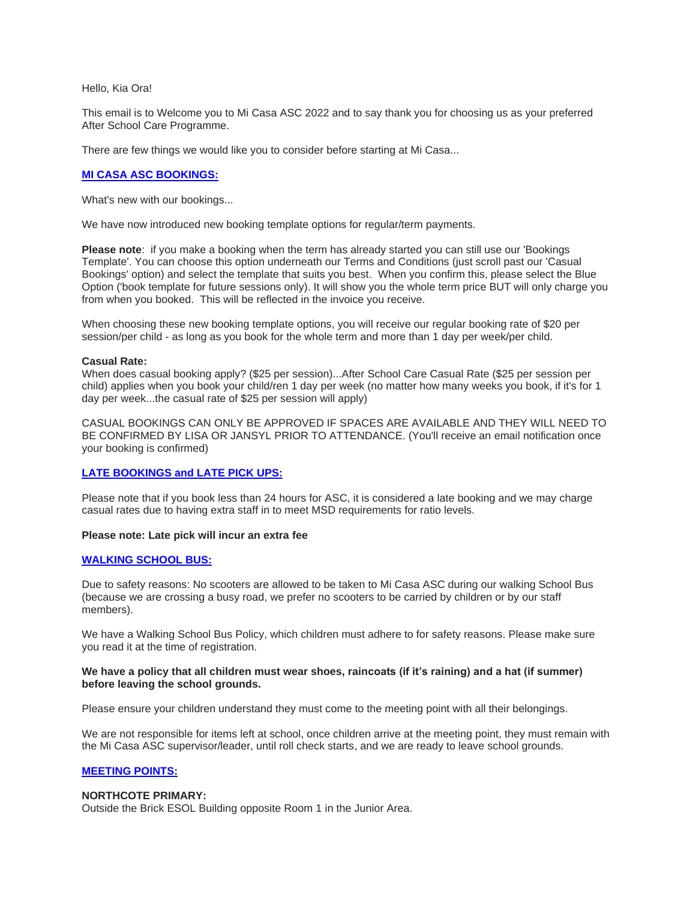Hello, Kia Ora!

This email is to Welcome you to Mi Casa ASC 2022 and to say thank you for choosing us as your preferred After School Care Programme.

There are few things we would like you to consider before starting at Mi Casa...

## **MI CASA ASC BOOKINGS:**

What's new with our bookings...

We have now introduced new booking template options for regular/term payments.

**Please note**: if you make a booking when the term has already started you can still use our 'Bookings Template'. You can choose this option underneath our Terms and Conditions (just scroll past our 'Casual Bookings' option) and select the template that suits you best. When you confirm this, please select the Blue Option ('book template for future sessions only). It will show you the whole term price BUT will only charge you from when you booked. This will be reflected in the invoice you receive.

When choosing these new booking template options, you will receive our regular booking rate of $20 per session/per child - as long as you book for the whole term and more than 1 day per week/per child.

**Casual Rate:**
When does casual booking apply? ($25 per session)...After School Care Casual Rate ($25 per session per child) applies when you book your child/ren 1 day per week (no matter how many weeks you book, if it's for 1 day per week...the casual rate of $25 per session will apply)

CASUAL BOOKINGS CAN ONLY BE APPROVED IF SPACES ARE AVAILABLE AND THEY WILL NEED TO BE CONFIRMED BY LISA OR JANSYL PRIOR TO ATTENDANCE. (You'll receive an email notification once your booking is confirmed)

## **LATE BOOKINGS and LATE PICK UPS:**

Please note that if you book less than 24 hours for ASC, it is considered a late booking and we may charge casual rates due to having extra staff in to meet MSD requirements for ratio levels.

**Please note: Late pick will incur an extra fee**

## **WALKING SCHOOL BUS:**

Due to safety reasons: No scooters are allowed to be taken to Mi Casa ASC during our walking School Bus (because we are crossing a busy road, we prefer no scooters to be carried by children or by our staff members).

We have a Walking School Bus Policy, which children must adhere to for safety reasons. Please make sure you read it at the time of registration.

**We have a policy that all children must wear shoes, raincoats (if it's raining) and a hat (if summer) before leaving the school grounds.**

Please ensure your children understand they must come to the meeting point with all their belongings.

We are not responsible for items left at school, once children arrive at the meeting point, they must remain with the Mi Casa ASC supervisor/leader, until roll check starts, and we are ready to leave school grounds.

## **MEETING POINTS:**

**NORTHCOTE PRIMARY:**
Outside the Brick ESOL Building opposite Room 1 in the Junior Area.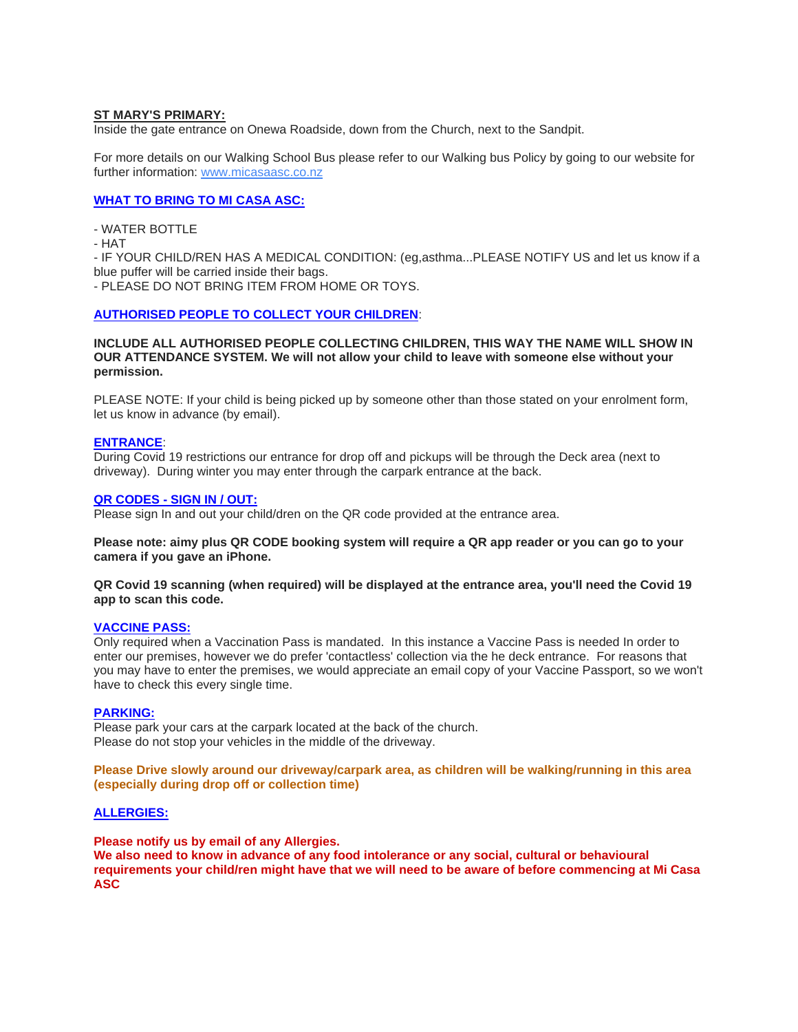**ST MARY'S PRIMARY:**

Inside the gate entrance on Onewa Roadside, down from the Church, next to the Sandpit.

For more details on our Walking School Bus please refer to our Walking bus Policy by going to our website for further information: [www.micasaasc.co.nz](www.micasaasc.co.nz)

**WHAT TO BRING TO MI CASA ASC:**

- WATER BOTTLE
- HAT
- IF YOUR CHILD/REN HAS A MEDICAL CONDITION: (eg,asthma...PLEASE NOTIFY US and let us know if a blue puffer will be carried inside their bags.
- PLEASE DO NOT BRING ITEM FROM HOME OR TOYS.

**AUTHORISED PEOPLE TO COLLECT YOUR CHILDREN**:

**INCLUDE ALL AUTHORISED PEOPLE COLLECTING CHILDREN, THIS WAY THE NAME WILL SHOW IN OUR ATTENDANCE SYSTEM. We will not allow your child to leave with someone else without your permission.**

PLEASE NOTE: If your child is being picked up by someone other than those stated on your enrolment form, let us know in advance (by email).

**ENTRANCE**:

During Covid 19 restrictions our entrance for drop off and pickups will be through the Deck area (next to driveway). During winter you may enter through the carpark entrance at the back.

**QR CODES - SIGN IN / OUT:**

Please sign In and out your child/dren on the QR code provided at the entrance area.

**Please note: aimy plus QR CODE booking system will require a QR app reader or you can go to your camera if you gave an iPhone.**

**QR Covid 19 scanning (when required) will be displayed at the entrance area, you'll need the Covid 19 app to scan this code.**

**VACCINE PASS:**

Only required when a Vaccination Pass is mandated. In this instance a Vaccine Pass is needed In order to enter our premises, however we do prefer 'contactless' collection via the he deck entrance. For reasons that you may have to enter the premises, we would appreciate an email copy of your Vaccine Passport, so we won't have to check this every single time.

**PARKING:**

Please park your cars at the carpark located at the back of the church.
Please do not stop your vehicles in the middle of the driveway.

**Please Drive slowly around our driveway/carpark area, as children will be walking/running in this area (especially during drop off or collection time)**

**ALLERGIES:**

**Please notify us by email of any Allergies.**
**We also need to know in advance of any food intolerance or any social, cultural or behavioural requirements your child/ren might have that we will need to be aware of before commencing at Mi Casa ASC**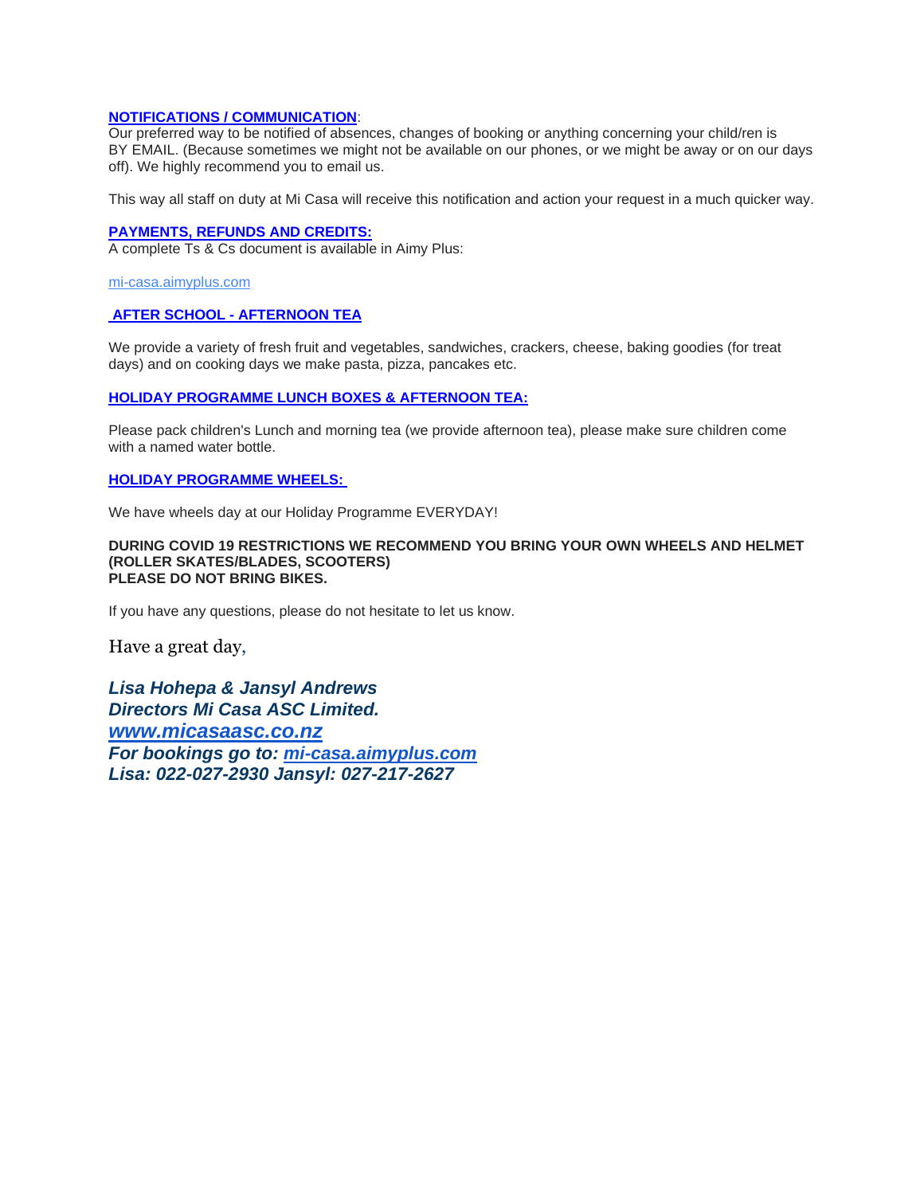**NOTIFICATIONS / COMMUNICATION**:

Our preferred way to be notified of absences, changes of booking or anything concerning your child/ren is BY EMAIL. (Because sometimes we might not be available on our phones, or we might be away or on our days off). We highly recommend you to email us.

This way all staff on duty at Mi Casa will receive this notification and action your request in a much quicker way.

**PAYMENTS, REFUNDS AND CREDITS:**

A complete Ts & Cs document is available in Aimy Plus:

mi-casa.aimyplus.com

**AFTER SCHOOL - AFTERNOON TEA**

We provide a variety of fresh fruit and vegetables, sandwiches, crackers, cheese, baking goodies (for treat days) and on cooking days we make pasta, pizza, pancakes etc.

**HOLIDAY PROGRAMME LUNCH BOXES & AFTERNOON TEA:**

Please pack children's Lunch and morning tea (we provide afternoon tea), please make sure children come with a named water bottle.

**HOLIDAY PROGRAMME WHEELS:**

We have wheels day at our Holiday Programme EVERYDAY!

**DURING COVID 19 RESTRICTIONS WE RECOMMEND YOU BRING YOUR OWN WHEELS AND HELMET (ROLLER SKATES/BLADES, SCOOTERS)**
**PLEASE DO NOT BRING BIKES.**

If you have any questions, please do not hesitate to let us know.

Have a great day,

***Lisa Hohepa & Jansyl Andrews***
***Directors Mi Casa ASC Limited.***
***www.micasaasc.co.nz***
***For bookings go to: mi-casa.aimyplus.com***
***Lisa: 022-027-2930 Jansyl: 027-217-2627***